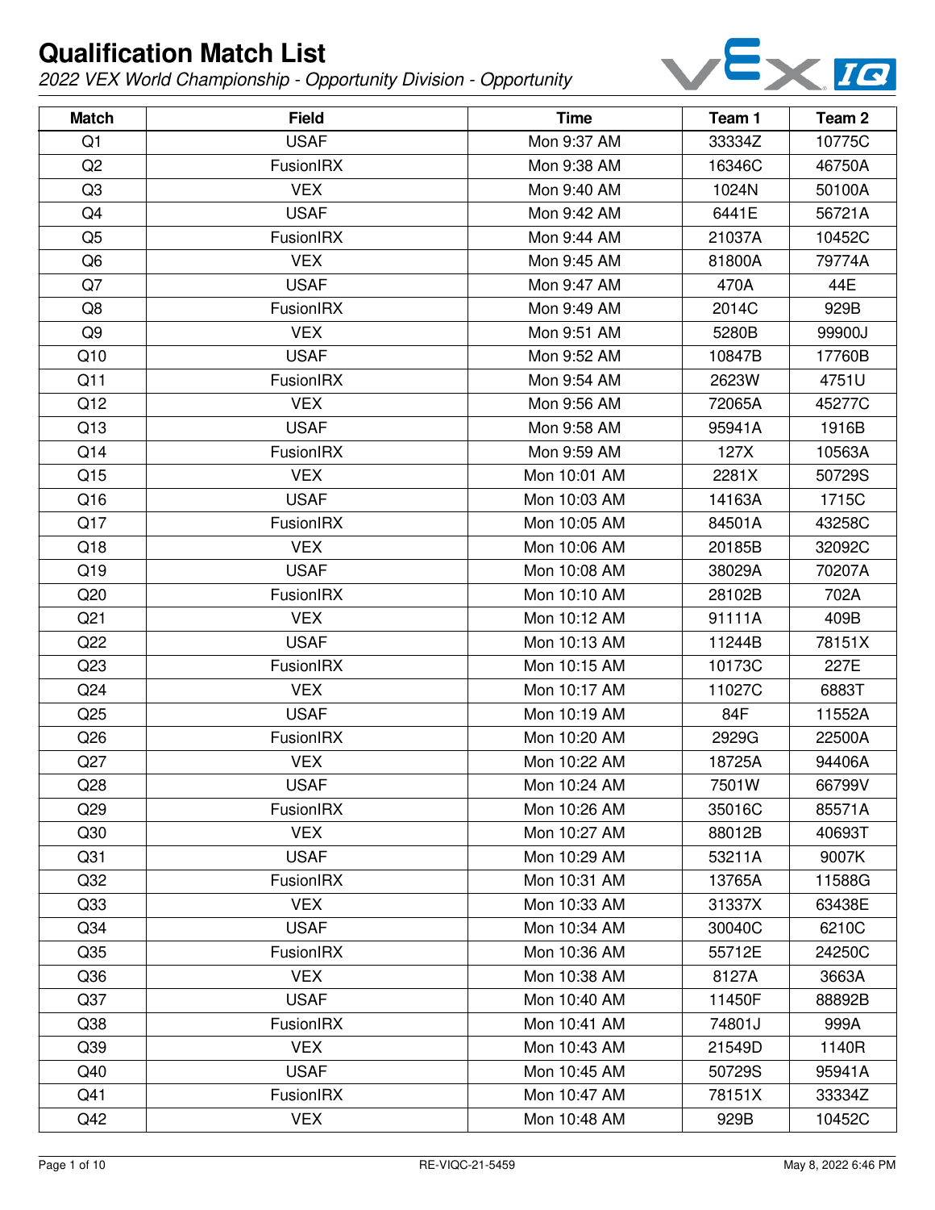# Qualification Match List

*2022 VEX World Championship - Opportunity Division - Opportunity*

| Match | Field | Time | Team 1 | Team 2 |
|---|---|---|---|---|
| Q1 | USAF | Mon 9:37 AM | 33334Z | 10775C |
| Q2 | FusionIRX | Mon 9:38 AM | 16346C | 46750A |
| Q3 | VEX | Mon 9:40 AM | 1024N | 50100A |
| Q4 | USAF | Mon 9:42 AM | 6441E | 56721A |
| Q5 | FusionIRX | Mon 9:44 AM | 21037A | 10452C |
| Q6 | VEX | Mon 9:45 AM | 81800A | 79774A |
| Q7 | USAF | Mon 9:47 AM | 470A | 44E |
| Q8 | FusionIRX | Mon 9:49 AM | 2014C | 929B |
| Q9 | VEX | Mon 9:51 AM | 5280B | 99900J |
| Q10 | USAF | Mon 9:52 AM | 10847B | 17760B |
| Q11 | FusionIRX | Mon 9:54 AM | 2623W | 4751U |
| Q12 | VEX | Mon 9:56 AM | 72065A | 45277C |
| Q13 | USAF | Mon 9:58 AM | 95941A | 1916B |
| Q14 | FusionIRX | Mon 9:59 AM | 127X | 10563A |
| Q15 | VEX | Mon 10:01 AM | 2281X | 50729S |
| Q16 | USAF | Mon 10:03 AM | 14163A | 1715C |
| Q17 | FusionIRX | Mon 10:05 AM | 84501A | 43258C |
| Q18 | VEX | Mon 10:06 AM | 20185B | 32092C |
| Q19 | USAF | Mon 10:08 AM | 38029A | 70207A |
| Q20 | FusionIRX | Mon 10:10 AM | 28102B | 702A |
| Q21 | VEX | Mon 10:12 AM | 91111A | 409B |
| Q22 | USAF | Mon 10:13 AM | 11244B | 78151X |
| Q23 | FusionIRX | Mon 10:15 AM | 10173C | 227E |
| Q24 | VEX | Mon 10:17 AM | 11027C | 6883T |
| Q25 | USAF | Mon 10:19 AM | 84F | 11552A |
| Q26 | FusionIRX | Mon 10:20 AM | 2929G | 22500A |
| Q27 | VEX | Mon 10:22 AM | 18725A | 94406A |
| Q28 | USAF | Mon 10:24 AM | 7501W | 66799V |
| Q29 | FusionIRX | Mon 10:26 AM | 35016C | 85571A |
| Q30 | VEX | Mon 10:27 AM | 88012B | 40693T |
| Q31 | USAF | Mon 10:29 AM | 53211A | 9007K |
| Q32 | FusionIRX | Mon 10:31 AM | 13765A | 11588G |
| Q33 | VEX | Mon 10:33 AM | 31337X | 63438E |
| Q34 | USAF | Mon 10:34 AM | 30040C | 6210C |
| Q35 | FusionIRX | Mon 10:36 AM | 55712E | 24250C |
| Q36 | VEX | Mon 10:38 AM | 8127A | 3663A |
| Q37 | USAF | Mon 10:40 AM | 11450F | 88892B |
| Q38 | FusionIRX | Mon 10:41 AM | 74801J | 999A |
| Q39 | VEX | Mon 10:43 AM | 21549D | 1140R |
| Q40 | USAF | Mon 10:45 AM | 50729S | 95941A |
| Q41 | FusionIRX | Mon 10:47 AM | 78151X | 33334Z |
| Q42 | VEX | Mon 10:48 AM | 929B | 10452C |

RE-VIQC-21-5459

May 8, 2022 6:46 PM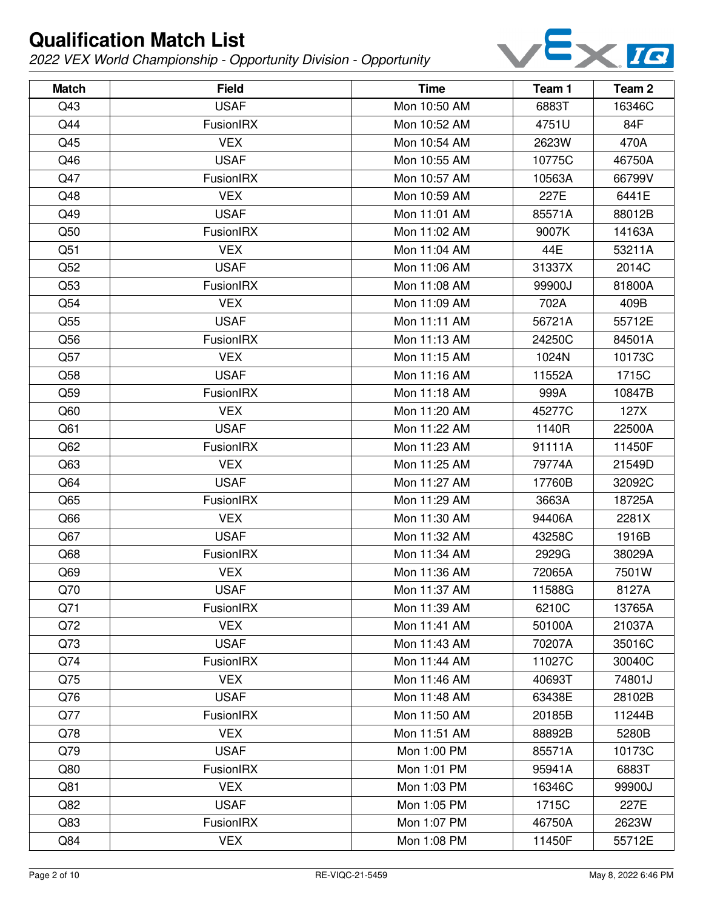# Qualification Match List

*2022 VEX World Championship - Opportunity Division - Opportunity*

| Match | Field | Time | Team 1 | Team 2 |
|---|---|---|---|---|
| Q43 | USAF | Mon 10:50 AM | 6883T | 16346C |
| Q44 | FusionIRX | Mon 10:52 AM | 4751U | 84F |
| Q45 | VEX | Mon 10:54 AM | 2623W | 470A |
| Q46 | USAF | Mon 10:55 AM | 10775C | 46750A |
| Q47 | FusionIRX | Mon 10:57 AM | 10563A | 66799V |
| Q48 | VEX | Mon 10:59 AM | 227E | 6441E |
| Q49 | USAF | Mon 11:01 AM | 85571A | 88012B |
| Q50 | FusionIRX | Mon 11:02 AM | 9007K | 14163A |
| Q51 | VEX | Mon 11:04 AM | 44E | 53211A |
| Q52 | USAF | Mon 11:06 AM | 31337X | 2014C |
| Q53 | FusionIRX | Mon 11:08 AM | 99900J | 81800A |
| Q54 | VEX | Mon 11:09 AM | 702A | 409B |
| Q55 | USAF | Mon 11:11 AM | 56721A | 55712E |
| Q56 | FusionIRX | Mon 11:13 AM | 24250C | 84501A |
| Q57 | VEX | Mon 11:15 AM | 1024N | 10173C |
| Q58 | USAF | Mon 11:16 AM | 11552A | 1715C |
| Q59 | FusionIRX | Mon 11:18 AM | 999A | 10847B |
| Q60 | VEX | Mon 11:20 AM | 45277C | 127X |
| Q61 | USAF | Mon 11:22 AM | 1140R | 22500A |
| Q62 | FusionIRX | Mon 11:23 AM | 91111A | 11450F |
| Q63 | VEX | Mon 11:25 AM | 79774A | 21549D |
| Q64 | USAF | Mon 11:27 AM | 17760B | 32092C |
| Q65 | FusionIRX | Mon 11:29 AM | 3663A | 18725A |
| Q66 | VEX | Mon 11:30 AM | 94406A | 2281X |
| Q67 | USAF | Mon 11:32 AM | 43258C | 1916B |
| Q68 | FusionIRX | Mon 11:34 AM | 2929G | 38029A |
| Q69 | VEX | Mon 11:36 AM | 72065A | 7501W |
| Q70 | USAF | Mon 11:37 AM | 11588G | 8127A |
| Q71 | FusionIRX | Mon 11:39 AM | 6210C | 13765A |
| Q72 | VEX | Mon 11:41 AM | 50100A | 21037A |
| Q73 | USAF | Mon 11:43 AM | 70207A | 35016C |
| Q74 | FusionIRX | Mon 11:44 AM | 11027C | 30040C |
| Q75 | VEX | Mon 11:46 AM | 40693T | 74801J |
| Q76 | USAF | Mon 11:48 AM | 63438E | 28102B |
| Q77 | FusionIRX | Mon 11:50 AM | 20185B | 11244B |
| Q78 | VEX | Mon 11:51 AM | 88892B | 5280B |
| Q79 | USAF | Mon 1:00 PM | 85571A | 10173C |
| Q80 | FusionIRX | Mon 1:01 PM | 95941A | 6883T |
| Q81 | VEX | Mon 1:03 PM | 16346C | 99900J |
| Q82 | USAF | Mon 1:05 PM | 1715C | 227E |
| Q83 | FusionIRX | Mon 1:07 PM | 46750A | 2623W |
| Q84 | VEX | Mon 1:08 PM | 11450F | 55712E |

RE-VIQC-21-5459

May 8, 2022 6:46 PM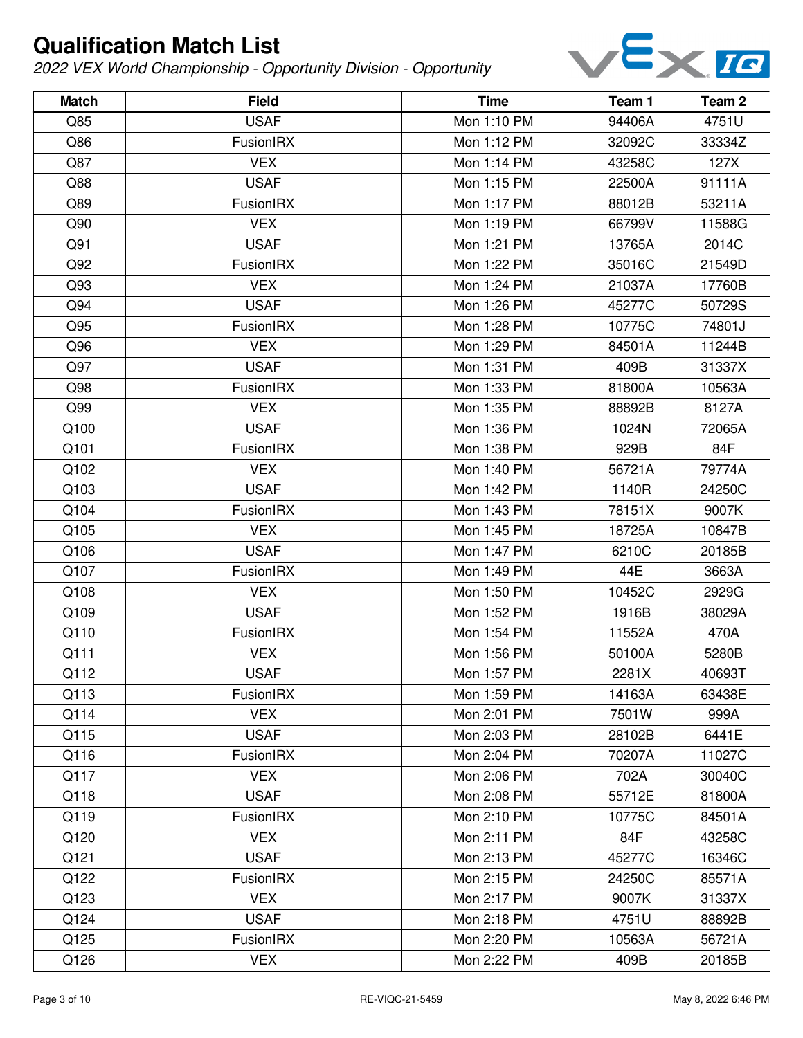# Qualification Match List

*2022 VEX World Championship - Opportunity Division - Opportunity*

| Match | Field | Time | Team 1 | Team 2 |
|---|---|---|---|---|
| Q85 | USAF | Mon 1:10 PM | 94406A | 4751U |
| Q86 | FusionIRX | Mon 1:12 PM | 32092C | 33334Z |
| Q87 | VEX | Mon 1:14 PM | 43258C | 127X |
| Q88 | USAF | Mon 1:15 PM | 22500A | 91111A |
| Q89 | FusionIRX | Mon 1:17 PM | 88012B | 53211A |
| Q90 | VEX | Mon 1:19 PM | 66799V | 11588G |
| Q91 | USAF | Mon 1:21 PM | 13765A | 2014C |
| Q92 | FusionIRX | Mon 1:22 PM | 35016C | 21549D |
| Q93 | VEX | Mon 1:24 PM | 21037A | 17760B |
| Q94 | USAF | Mon 1:26 PM | 45277C | 50729S |
| Q95 | FusionIRX | Mon 1:28 PM | 10775C | 74801J |
| Q96 | VEX | Mon 1:29 PM | 84501A | 11244B |
| Q97 | USAF | Mon 1:31 PM | 409B | 31337X |
| Q98 | FusionIRX | Mon 1:33 PM | 81800A | 10563A |
| Q99 | VEX | Mon 1:35 PM | 88892B | 8127A |
| Q100 | USAF | Mon 1:36 PM | 1024N | 72065A |
| Q101 | FusionIRX | Mon 1:38 PM | 929B | 84F |
| Q102 | VEX | Mon 1:40 PM | 56721A | 79774A |
| Q103 | USAF | Mon 1:42 PM | 1140R | 24250C |
| Q104 | FusionIRX | Mon 1:43 PM | 78151X | 9007K |
| Q105 | VEX | Mon 1:45 PM | 18725A | 10847B |
| Q106 | USAF | Mon 1:47 PM | 6210C | 20185B |
| Q107 | FusionIRX | Mon 1:49 PM | 44E | 3663A |
| Q108 | VEX | Mon 1:50 PM | 10452C | 2929G |
| Q109 | USAF | Mon 1:52 PM | 1916B | 38029A |
| Q110 | FusionIRX | Mon 1:54 PM | 11552A | 470A |
| Q111 | VEX | Mon 1:56 PM | 50100A | 5280B |
| Q112 | USAF | Mon 1:57 PM | 2281X | 40693T |
| Q113 | FusionIRX | Mon 1:59 PM | 14163A | 63438E |
| Q114 | VEX | Mon 2:01 PM | 7501W | 999A |
| Q115 | USAF | Mon 2:03 PM | 28102B | 6441E |
| Q116 | FusionIRX | Mon 2:04 PM | 70207A | 11027C |
| Q117 | VEX | Mon 2:06 PM | 702A | 30040C |
| Q118 | USAF | Mon 2:08 PM | 55712E | 81800A |
| Q119 | FusionIRX | Mon 2:10 PM | 10775C | 84501A |
| Q120 | VEX | Mon 2:11 PM | 84F | 43258C |
| Q121 | USAF | Mon 2:13 PM | 45277C | 16346C |
| Q122 | FusionIRX | Mon 2:15 PM | 24250C | 85571A |
| Q123 | VEX | Mon 2:17 PM | 9007K | 31337X |
| Q124 | USAF | Mon 2:18 PM | 4751U | 88892B |
| Q125 | FusionIRX | Mon 2:20 PM | 10563A | 56721A |
| Q126 | VEX | Mon 2:22 PM | 409B | 20185B |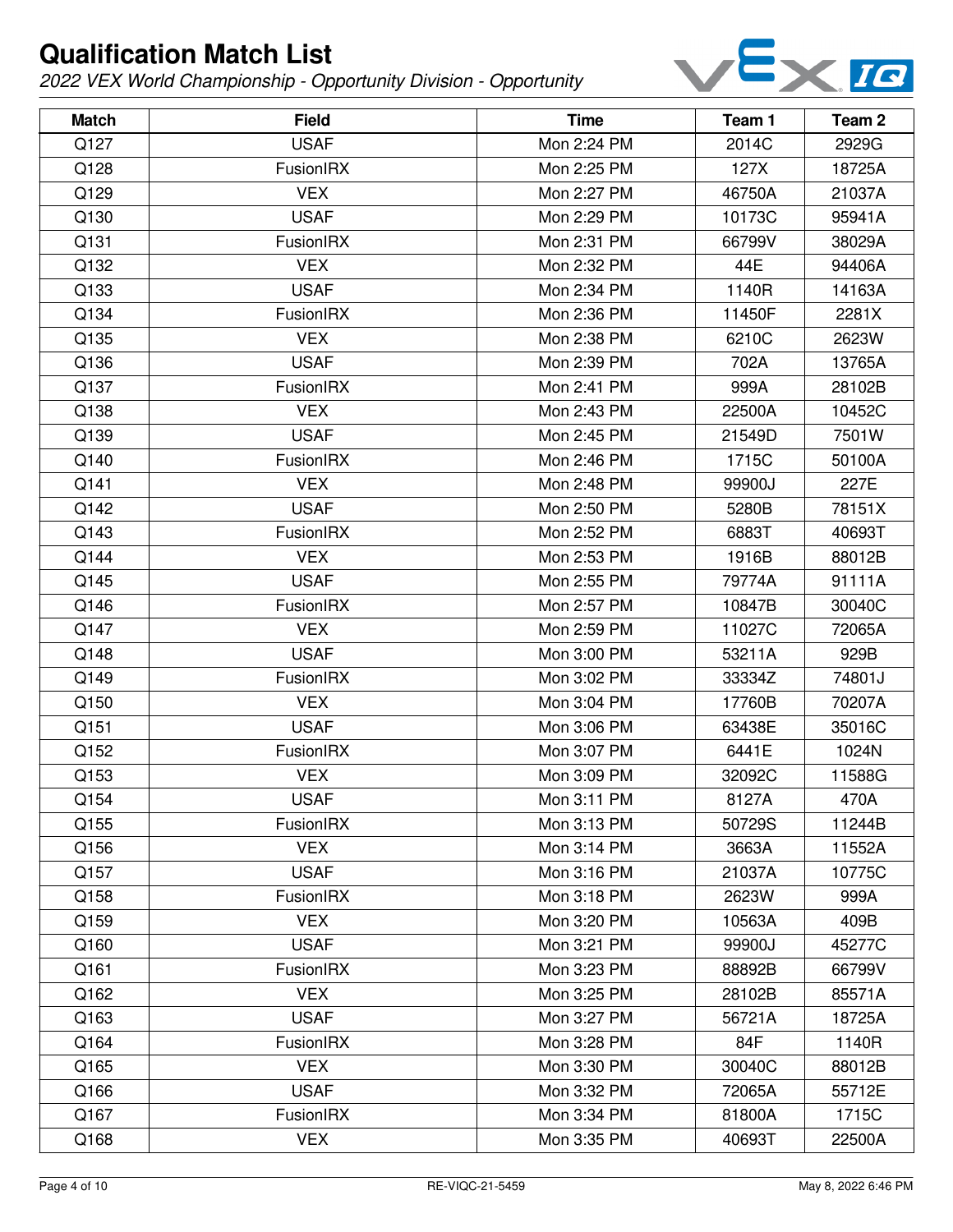# Qualification Match List

*2022 VEX World Championship - Opportunity Division - Opportunity*

| Match | Field | Time | Team 1 | Team 2 |
|---|---|---|---|---|
| Q127 | USAF | Mon 2:24 PM | 2014C | 2929G |
| Q128 | FusionIRX | Mon 2:25 PM | 127X | 18725A |
| Q129 | VEX | Mon 2:27 PM | 46750A | 21037A |
| Q130 | USAF | Mon 2:29 PM | 10173C | 95941A |
| Q131 | FusionIRX | Mon 2:31 PM | 66799V | 38029A |
| Q132 | VEX | Mon 2:32 PM | 44E | 94406A |
| Q133 | USAF | Mon 2:34 PM | 1140R | 14163A |
| Q134 | FusionIRX | Mon 2:36 PM | 11450F | 2281X |
| Q135 | VEX | Mon 2:38 PM | 6210C | 2623W |
| Q136 | USAF | Mon 2:39 PM | 702A | 13765A |
| Q137 | FusionIRX | Mon 2:41 PM | 999A | 28102B |
| Q138 | VEX | Mon 2:43 PM | 22500A | 10452C |
| Q139 | USAF | Mon 2:45 PM | 21549D | 7501W |
| Q140 | FusionIRX | Mon 2:46 PM | 1715C | 50100A |
| Q141 | VEX | Mon 2:48 PM | 99900J | 227E |
| Q142 | USAF | Mon 2:50 PM | 5280B | 78151X |
| Q143 | FusionIRX | Mon 2:52 PM | 6883T | 40693T |
| Q144 | VEX | Mon 2:53 PM | 1916B | 88012B |
| Q145 | USAF | Mon 2:55 PM | 79774A | 91111A |
| Q146 | FusionIRX | Mon 2:57 PM | 10847B | 30040C |
| Q147 | VEX | Mon 2:59 PM | 11027C | 72065A |
| Q148 | USAF | Mon 3:00 PM | 53211A | 929B |
| Q149 | FusionIRX | Mon 3:02 PM | 33334Z | 74801J |
| Q150 | VEX | Mon 3:04 PM | 17760B | 70207A |
| Q151 | USAF | Mon 3:06 PM | 63438E | 35016C |
| Q152 | FusionIRX | Mon 3:07 PM | 6441E | 1024N |
| Q153 | VEX | Mon 3:09 PM | 32092C | 11588G |
| Q154 | USAF | Mon 3:11 PM | 8127A | 470A |
| Q155 | FusionIRX | Mon 3:13 PM | 50729S | 11244B |
| Q156 | VEX | Mon 3:14 PM | 3663A | 11552A |
| Q157 | USAF | Mon 3:16 PM | 21037A | 10775C |
| Q158 | FusionIRX | Mon 3:18 PM | 2623W | 999A |
| Q159 | VEX | Mon 3:20 PM | 10563A | 409B |
| Q160 | USAF | Mon 3:21 PM | 99900J | 45277C |
| Q161 | FusionIRX | Mon 3:23 PM | 88892B | 66799V |
| Q162 | VEX | Mon 3:25 PM | 28102B | 85571A |
| Q163 | USAF | Mon 3:27 PM | 56721A | 18725A |
| Q164 | FusionIRX | Mon 3:28 PM | 84F | 1140R |
| Q165 | VEX | Mon 3:30 PM | 30040C | 88012B |
| Q166 | USAF | Mon 3:32 PM | 72065A | 55712E |
| Q167 | FusionIRX | Mon 3:34 PM | 81800A | 1715C |
| Q168 | VEX | Mon 3:35 PM | 40693T | 22500A |

RE-VIQC-21-5459

May 8, 2022 6:46 PM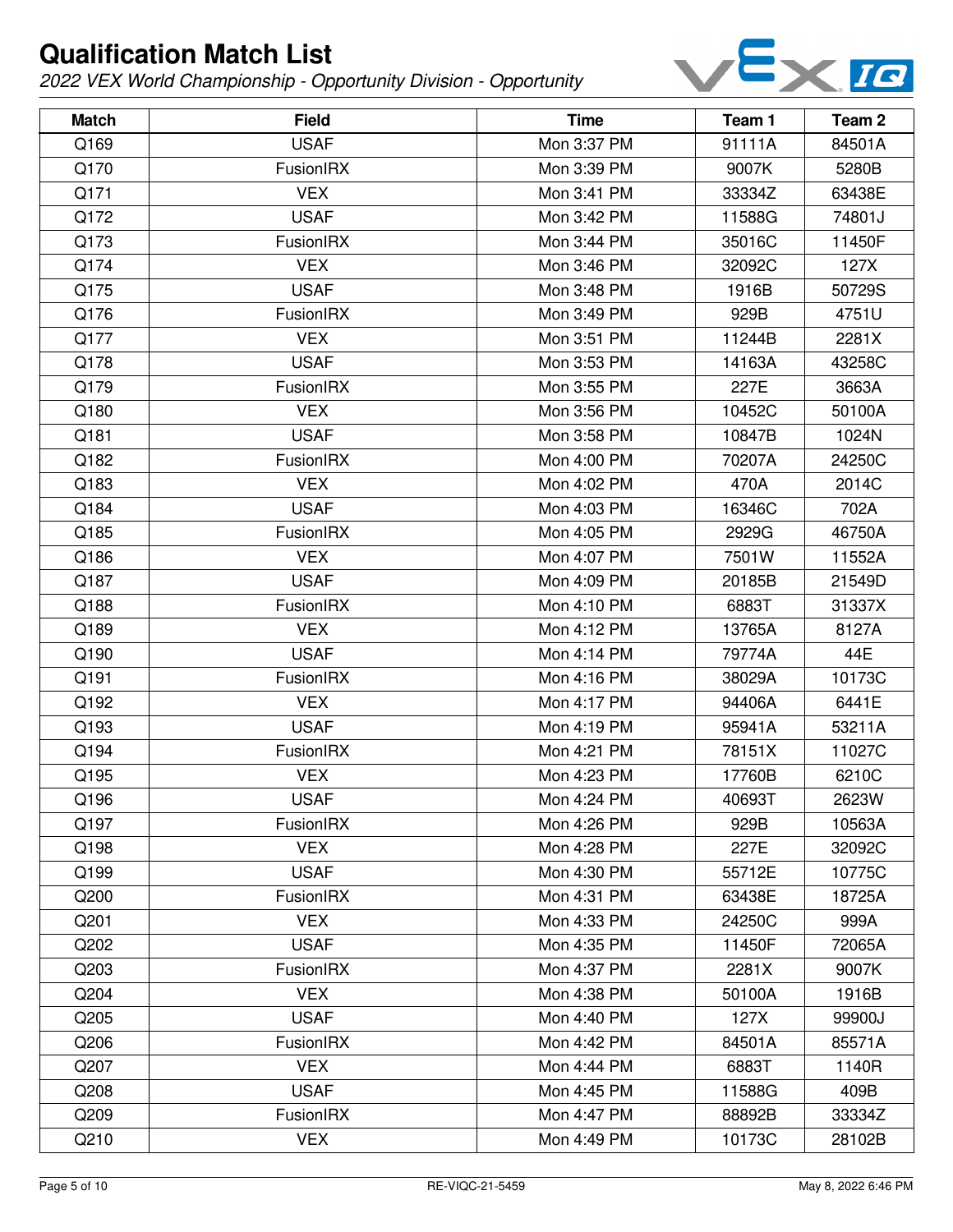# Qualification Match List

*2022 VEX World Championship - Opportunity Division - Opportunity*

| Match | Field | Time | Team 1 | Team 2 |
|---|---|---|---|---|
| Q169 | USAF | Mon 3:37 PM | 91111A | 84501A |
| Q170 | FusionIRX | Mon 3:39 PM | 9007K | 5280B |
| Q171 | VEX | Mon 3:41 PM | 33334Z | 63438E |
| Q172 | USAF | Mon 3:42 PM | 11588G | 74801J |
| Q173 | FusionIRX | Mon 3:44 PM | 35016C | 11450F |
| Q174 | VEX | Mon 3:46 PM | 32092C | 127X |
| Q175 | USAF | Mon 3:48 PM | 1916B | 50729S |
| Q176 | FusionIRX | Mon 3:49 PM | 929B | 4751U |
| Q177 | VEX | Mon 3:51 PM | 11244B | 2281X |
| Q178 | USAF | Mon 3:53 PM | 14163A | 43258C |
| Q179 | FusionIRX | Mon 3:55 PM | 227E | 3663A |
| Q180 | VEX | Mon 3:56 PM | 10452C | 50100A |
| Q181 | USAF | Mon 3:58 PM | 10847B | 1024N |
| Q182 | FusionIRX | Mon 4:00 PM | 70207A | 24250C |
| Q183 | VEX | Mon 4:02 PM | 470A | 2014C |
| Q184 | USAF | Mon 4:03 PM | 16346C | 702A |
| Q185 | FusionIRX | Mon 4:05 PM | 2929G | 46750A |
| Q186 | VEX | Mon 4:07 PM | 7501W | 11552A |
| Q187 | USAF | Mon 4:09 PM | 20185B | 21549D |
| Q188 | FusionIRX | Mon 4:10 PM | 6883T | 31337X |
| Q189 | VEX | Mon 4:12 PM | 13765A | 8127A |
| Q190 | USAF | Mon 4:14 PM | 79774A | 44E |
| Q191 | FusionIRX | Mon 4:16 PM | 38029A | 10173C |
| Q192 | VEX | Mon 4:17 PM | 94406A | 6441E |
| Q193 | USAF | Mon 4:19 PM | 95941A | 53211A |
| Q194 | FusionIRX | Mon 4:21 PM | 78151X | 11027C |
| Q195 | VEX | Mon 4:23 PM | 17760B | 6210C |
| Q196 | USAF | Mon 4:24 PM | 40693T | 2623W |
| Q197 | FusionIRX | Mon 4:26 PM | 929B | 10563A |
| Q198 | VEX | Mon 4:28 PM | 227E | 32092C |
| Q199 | USAF | Mon 4:30 PM | 55712E | 10775C |
| Q200 | FusionIRX | Mon 4:31 PM | 63438E | 18725A |
| Q201 | VEX | Mon 4:33 PM | 24250C | 999A |
| Q202 | USAF | Mon 4:35 PM | 11450F | 72065A |
| Q203 | FusionIRX | Mon 4:37 PM | 2281X | 9007K |
| Q204 | VEX | Mon 4:38 PM | 50100A | 1916B |
| Q205 | USAF | Mon 4:40 PM | 127X | 99900J |
| Q206 | FusionIRX | Mon 4:42 PM | 84501A | 85571A |
| Q207 | VEX | Mon 4:44 PM | 6883T | 1140R |
| Q208 | USAF | Mon 4:45 PM | 11588G | 409B |
| Q209 | FusionIRX | Mon 4:47 PM | 88892B | 33334Z |
| Q210 | VEX | Mon 4:49 PM | 10173C | 28102B |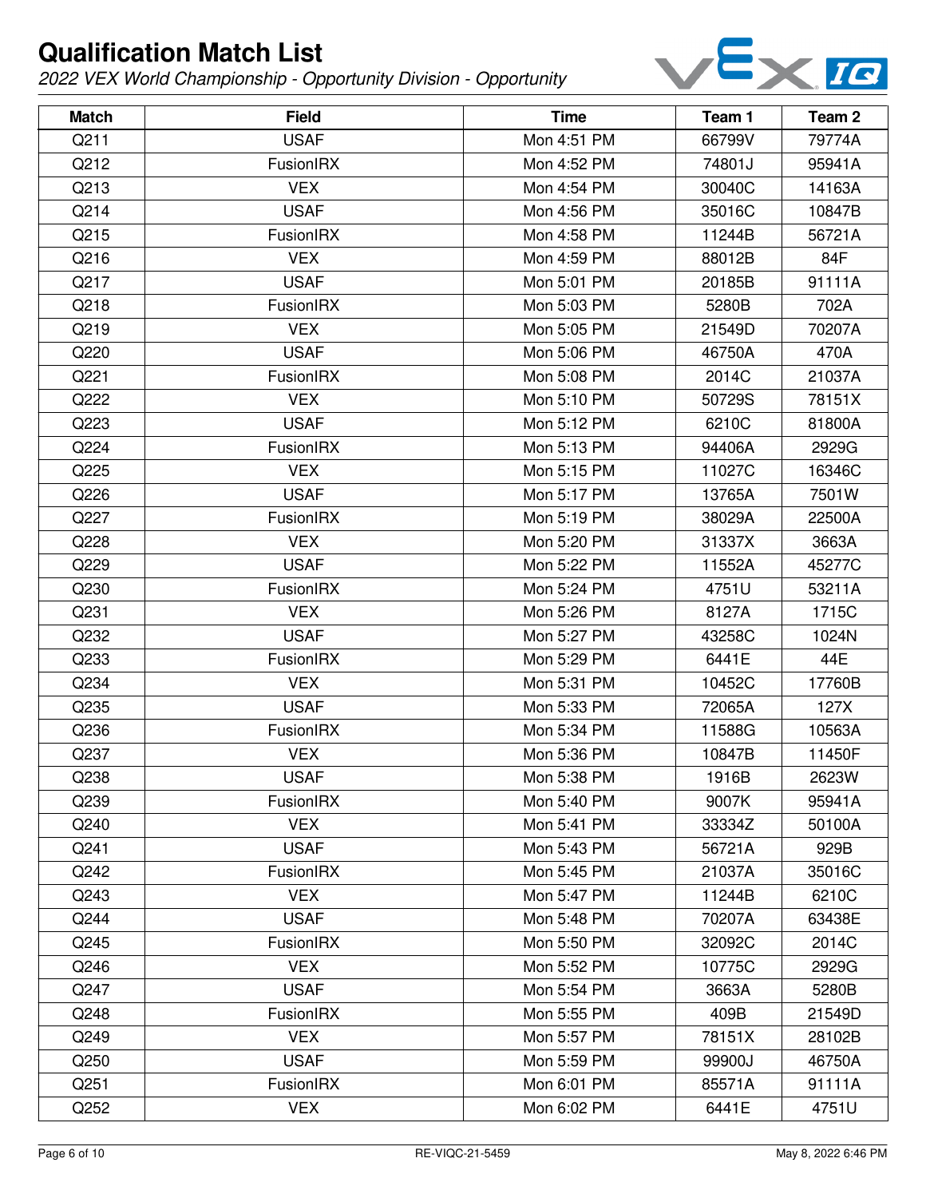# Qualification Match List

*2022 VEX World Championship - Opportunity Division - Opportunity*

| Match | Field | Time | Team 1 | Team 2 |
|---|---|---|---|---|
| Q211 | USAF | Mon 4:51 PM | 66799V | 79774A |
| Q212 | FusionIRX | Mon 4:52 PM | 74801J | 95941A |
| Q213 | VEX | Mon 4:54 PM | 30040C | 14163A |
| Q214 | USAF | Mon 4:56 PM | 35016C | 10847B |
| Q215 | FusionIRX | Mon 4:58 PM | 11244B | 56721A |
| Q216 | VEX | Mon 4:59 PM | 88012B | 84F |
| Q217 | USAF | Mon 5:01 PM | 20185B | 91111A |
| Q218 | FusionIRX | Mon 5:03 PM | 5280B | 702A |
| Q219 | VEX | Mon 5:05 PM | 21549D | 70207A |
| Q220 | USAF | Mon 5:06 PM | 46750A | 470A |
| Q221 | FusionIRX | Mon 5:08 PM | 2014C | 21037A |
| Q222 | VEX | Mon 5:10 PM | 50729S | 78151X |
| Q223 | USAF | Mon 5:12 PM | 6210C | 81800A |
| Q224 | FusionIRX | Mon 5:13 PM | 94406A | 2929G |
| Q225 | VEX | Mon 5:15 PM | 11027C | 16346C |
| Q226 | USAF | Mon 5:17 PM | 13765A | 7501W |
| Q227 | FusionIRX | Mon 5:19 PM | 38029A | 22500A |
| Q228 | VEX | Mon 5:20 PM | 31337X | 3663A |
| Q229 | USAF | Mon 5:22 PM | 11552A | 45277C |
| Q230 | FusionIRX | Mon 5:24 PM | 4751U | 53211A |
| Q231 | VEX | Mon 5:26 PM | 8127A | 1715C |
| Q232 | USAF | Mon 5:27 PM | 43258C | 1024N |
| Q233 | FusionIRX | Mon 5:29 PM | 6441E | 44E |
| Q234 | VEX | Mon 5:31 PM | 10452C | 17760B |
| Q235 | USAF | Mon 5:33 PM | 72065A | 127X |
| Q236 | FusionIRX | Mon 5:34 PM | 11588G | 10563A |
| Q237 | VEX | Mon 5:36 PM | 10847B | 11450F |
| Q238 | USAF | Mon 5:38 PM | 1916B | 2623W |
| Q239 | FusionIRX | Mon 5:40 PM | 9007K | 95941A |
| Q240 | VEX | Mon 5:41 PM | 33334Z | 50100A |
| Q241 | USAF | Mon 5:43 PM | 56721A | 929B |
| Q242 | FusionIRX | Mon 5:45 PM | 21037A | 35016C |
| Q243 | VEX | Mon 5:47 PM | 11244B | 6210C |
| Q244 | USAF | Mon 5:48 PM | 70207A | 63438E |
| Q245 | FusionIRX | Mon 5:50 PM | 32092C | 2014C |
| Q246 | VEX | Mon 5:52 PM | 10775C | 2929G |
| Q247 | USAF | Mon 5:54 PM | 3663A | 5280B |
| Q248 | FusionIRX | Mon 5:55 PM | 409B | 21549D |
| Q249 | VEX | Mon 5:57 PM | 78151X | 28102B |
| Q250 | USAF | Mon 5:59 PM | 99900J | 46750A |
| Q251 | FusionIRX | Mon 6:01 PM | 85571A | 91111A |
| Q252 | VEX | Mon 6:02 PM | 6441E | 4751U |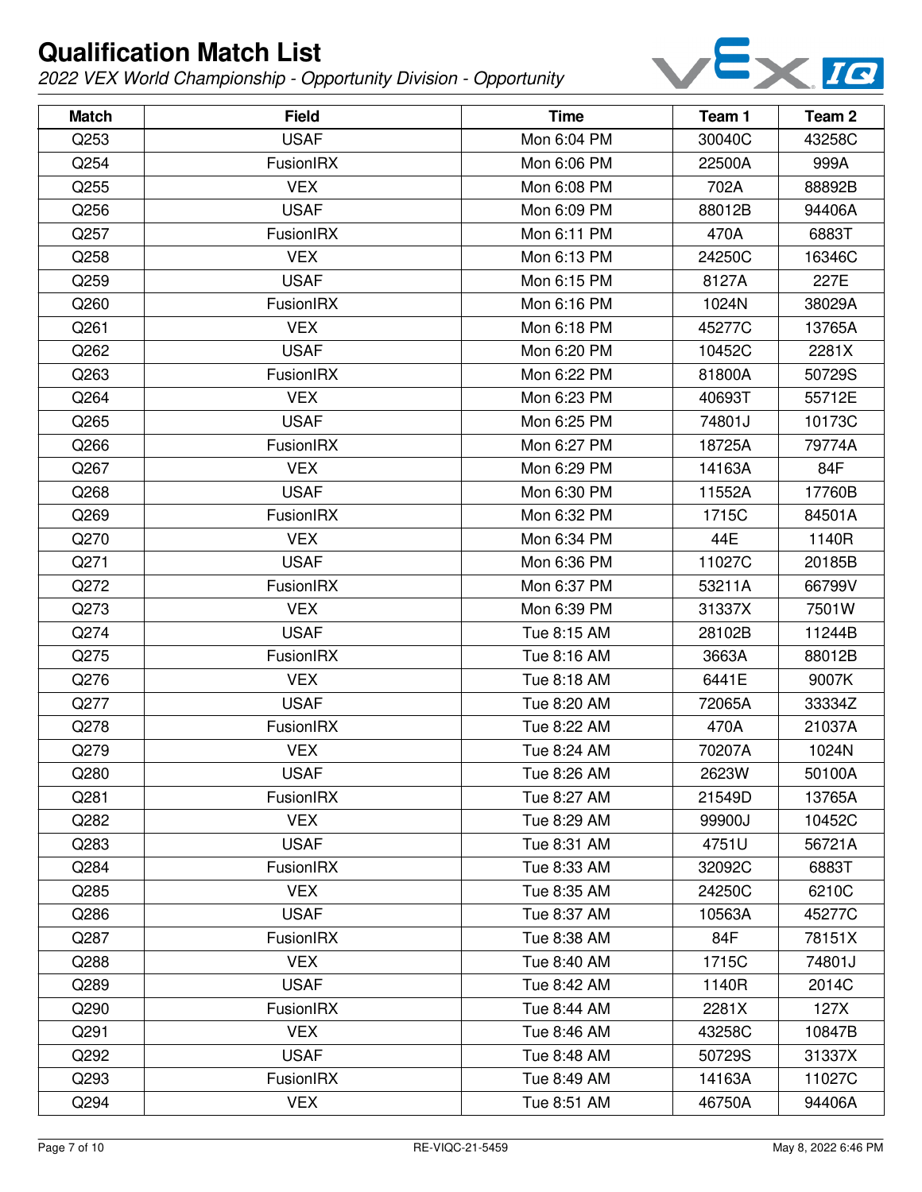# Qualification Match List

*2022 VEX World Championship - Opportunity Division - Opportunity*

| Match | Field | Time | Team 1 | Team 2 |
| --- | --- | --- | --- | --- |
| Q253 | USAF | Mon 6:04 PM | 30040C | 43258C |
| Q254 | FusionIRX | Mon 6:06 PM | 22500A | 999A |
| Q255 | VEX | Mon 6:08 PM | 702A | 88892B |
| Q256 | USAF | Mon 6:09 PM | 88012B | 94406A |
| Q257 | FusionIRX | Mon 6:11 PM | 470A | 6883T |
| Q258 | VEX | Mon 6:13 PM | 24250C | 16346C |
| Q259 | USAF | Mon 6:15 PM | 8127A | 227E |
| Q260 | FusionIRX | Mon 6:16 PM | 1024N | 38029A |
| Q261 | VEX | Mon 6:18 PM | 45277C | 13765A |
| Q262 | USAF | Mon 6:20 PM | 10452C | 2281X |
| Q263 | FusionIRX | Mon 6:22 PM | 81800A | 50729S |
| Q264 | VEX | Mon 6:23 PM | 40693T | 55712E |
| Q265 | USAF | Mon 6:25 PM | 74801J | 10173C |
| Q266 | FusionIRX | Mon 6:27 PM | 18725A | 79774A |
| Q267 | VEX | Mon 6:29 PM | 14163A | 84F |
| Q268 | USAF | Mon 6:30 PM | 11552A | 17760B |
| Q269 | FusionIRX | Mon 6:32 PM | 1715C | 84501A |
| Q270 | VEX | Mon 6:34 PM | 44E | 1140R |
| Q271 | USAF | Mon 6:36 PM | 11027C | 20185B |
| Q272 | FusionIRX | Mon 6:37 PM | 53211A | 66799V |
| Q273 | VEX | Mon 6:39 PM | 31337X | 7501W |
| Q274 | USAF | Tue 8:15 AM | 28102B | 11244B |
| Q275 | FusionIRX | Tue 8:16 AM | 3663A | 88012B |
| Q276 | VEX | Tue 8:18 AM | 6441E | 9007K |
| Q277 | USAF | Tue 8:20 AM | 72065A | 33334Z |
| Q278 | FusionIRX | Tue 8:22 AM | 470A | 21037A |
| Q279 | VEX | Tue 8:24 AM | 70207A | 1024N |
| Q280 | USAF | Tue 8:26 AM | 2623W | 50100A |
| Q281 | FusionIRX | Tue 8:27 AM | 21549D | 13765A |
| Q282 | VEX | Tue 8:29 AM | 99900J | 10452C |
| Q283 | USAF | Tue 8:31 AM | 4751U | 56721A |
| Q284 | FusionIRX | Tue 8:33 AM | 32092C | 6883T |
| Q285 | VEX | Tue 8:35 AM | 24250C | 6210C |
| Q286 | USAF | Tue 8:37 AM | 10563A | 45277C |
| Q287 | FusionIRX | Tue 8:38 AM | 84F | 78151X |
| Q288 | VEX | Tue 8:40 AM | 1715C | 74801J |
| Q289 | USAF | Tue 8:42 AM | 1140R | 2014C |
| Q290 | FusionIRX | Tue 8:44 AM | 2281X | 127X |
| Q291 | VEX | Tue 8:46 AM | 43258C | 10847B |
| Q292 | USAF | Tue 8:48 AM | 50729S | 31337X |
| Q293 | FusionIRX | Tue 8:49 AM | 14163A | 11027C |
| Q294 | VEX | Tue 8:51 AM | 46750A | 94406A |

RE-VIQC-21-5459

May 8, 2022 6:46 PM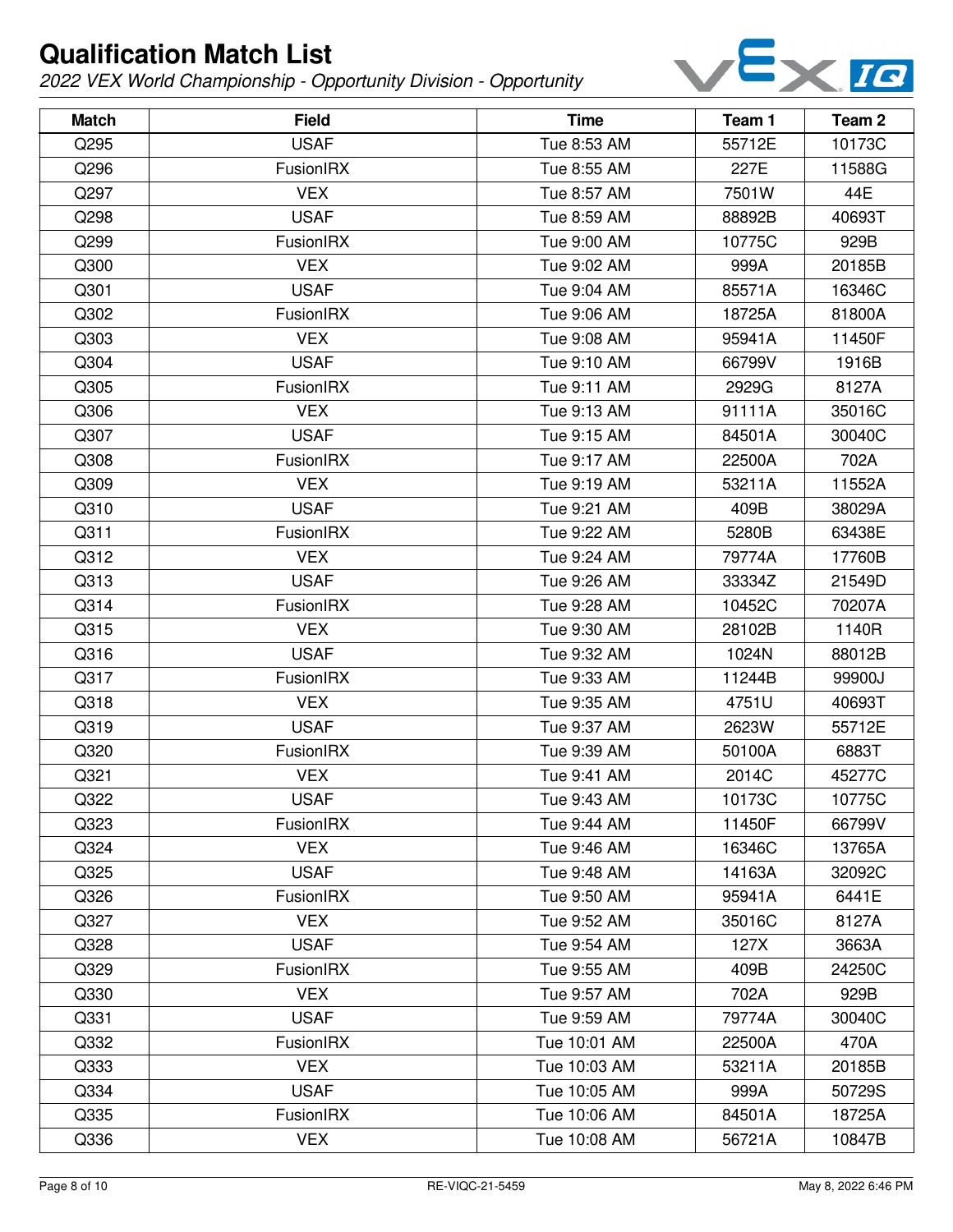# Qualification Match List

*2022 VEX World Championship - Opportunity Division - Opportunity*

| Match | Field | Time | Team 1 | Team 2 |
|---|---|---|---|---|
| Q295 | USAF | Tue 8:53 AM | 55712E | 10173C |
| Q296 | FusionIRX | Tue 8:55 AM | 227E | 11588G |
| Q297 | VEX | Tue 8:57 AM | 7501W | 44E |
| Q298 | USAF | Tue 8:59 AM | 88892B | 40693T |
| Q299 | FusionIRX | Tue 9:00 AM | 10775C | 929B |
| Q300 | VEX | Tue 9:02 AM | 999A | 20185B |
| Q301 | USAF | Tue 9:04 AM | 85571A | 16346C |
| Q302 | FusionIRX | Tue 9:06 AM | 18725A | 81800A |
| Q303 | VEX | Tue 9:08 AM | 95941A | 11450F |
| Q304 | USAF | Tue 9:10 AM | 66799V | 1916B |
| Q305 | FusionIRX | Tue 9:11 AM | 2929G | 8127A |
| Q306 | VEX | Tue 9:13 AM | 91111A | 35016C |
| Q307 | USAF | Tue 9:15 AM | 84501A | 30040C |
| Q308 | FusionIRX | Tue 9:17 AM | 22500A | 702A |
| Q309 | VEX | Tue 9:19 AM | 53211A | 11552A |
| Q310 | USAF | Tue 9:21 AM | 409B | 38029A |
| Q311 | FusionIRX | Tue 9:22 AM | 5280B | 63438E |
| Q312 | VEX | Tue 9:24 AM | 79774A | 17760B |
| Q313 | USAF | Tue 9:26 AM | 33334Z | 21549D |
| Q314 | FusionIRX | Tue 9:28 AM | 10452C | 70207A |
| Q315 | VEX | Tue 9:30 AM | 28102B | 1140R |
| Q316 | USAF | Tue 9:32 AM | 1024N | 88012B |
| Q317 | FusionIRX | Tue 9:33 AM | 11244B | 99900J |
| Q318 | VEX | Tue 9:35 AM | 4751U | 40693T |
| Q319 | USAF | Tue 9:37 AM | 2623W | 55712E |
| Q320 | FusionIRX | Tue 9:39 AM | 50100A | 6883T |
| Q321 | VEX | Tue 9:41 AM | 2014C | 45277C |
| Q322 | USAF | Tue 9:43 AM | 10173C | 10775C |
| Q323 | FusionIRX | Tue 9:44 AM | 11450F | 66799V |
| Q324 | VEX | Tue 9:46 AM | 16346C | 13765A |
| Q325 | USAF | Tue 9:48 AM | 14163A | 32092C |
| Q326 | FusionIRX | Tue 9:50 AM | 95941A | 6441E |
| Q327 | VEX | Tue 9:52 AM | 35016C | 8127A |
| Q328 | USAF | Tue 9:54 AM | 127X | 3663A |
| Q329 | FusionIRX | Tue 9:55 AM | 409B | 24250C |
| Q330 | VEX | Tue 9:57 AM | 702A | 929B |
| Q331 | USAF | Tue 9:59 AM | 79774A | 30040C |
| Q332 | FusionIRX | Tue 10:01 AM | 22500A | 470A |
| Q333 | VEX | Tue 10:03 AM | 53211A | 20185B |
| Q334 | USAF | Tue 10:05 AM | 999A | 50729S |
| Q335 | FusionIRX | Tue 10:06 AM | 84501A | 18725A |
| Q336 | VEX | Tue 10:08 AM | 56721A | 10847B |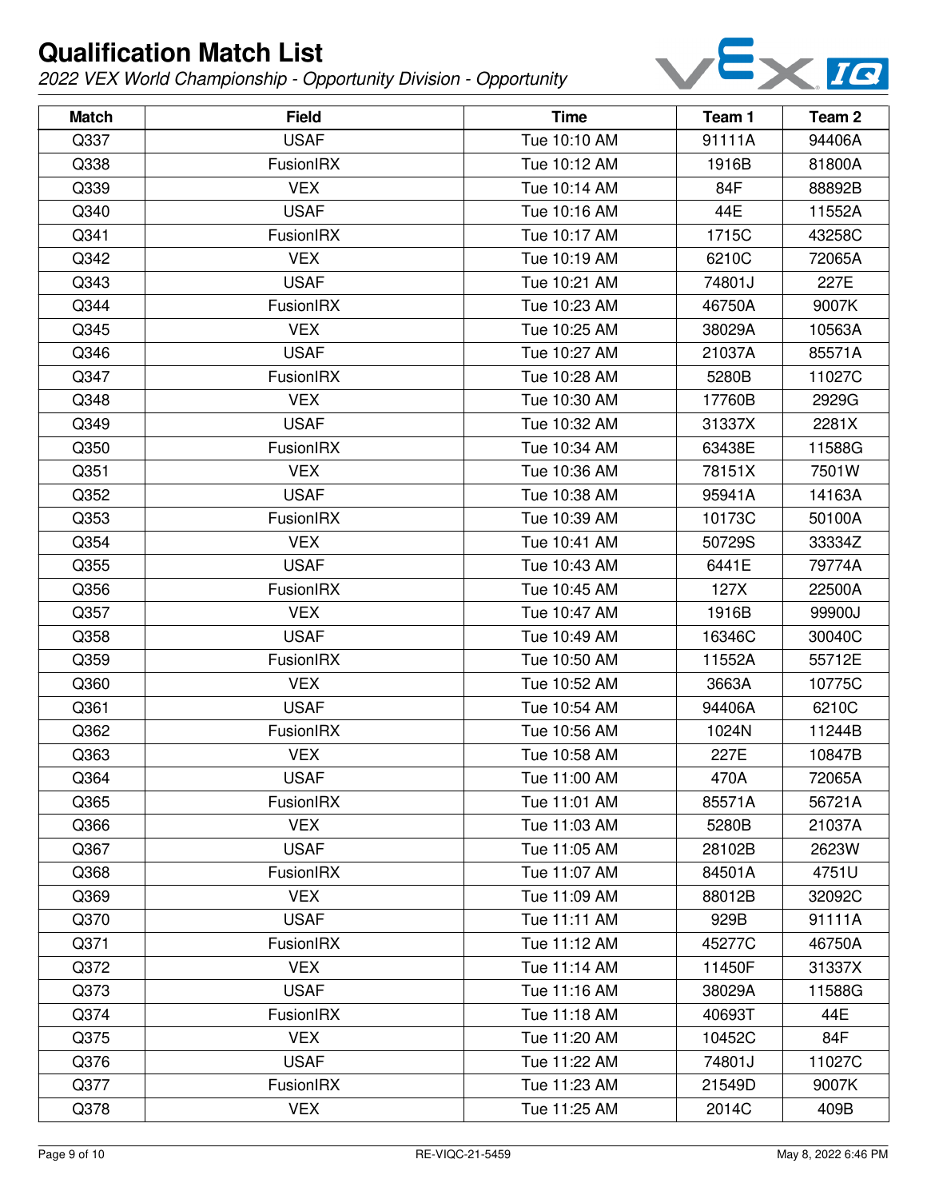# Qualification Match List

*2022 VEX World Championship - Opportunity Division - Opportunity*

| Match | Field | Time | Team 1 | Team 2 |
|---|---|---|---|---|
| Q337 | USAF | Tue 10:10 AM | 91111A | 94406A |
| Q338 | FusionIRX | Tue 10:12 AM | 1916B | 81800A |
| Q339 | VEX | Tue 10:14 AM | 84F | 88892B |
| Q340 | USAF | Tue 10:16 AM | 44E | 11552A |
| Q341 | FusionIRX | Tue 10:17 AM | 1715C | 43258C |
| Q342 | VEX | Tue 10:19 AM | 6210C | 72065A |
| Q343 | USAF | Tue 10:21 AM | 74801J | 227E |
| Q344 | FusionIRX | Tue 10:23 AM | 46750A | 9007K |
| Q345 | VEX | Tue 10:25 AM | 38029A | 10563A |
| Q346 | USAF | Tue 10:27 AM | 21037A | 85571A |
| Q347 | FusionIRX | Tue 10:28 AM | 5280B | 11027C |
| Q348 | VEX | Tue 10:30 AM | 17760B | 2929G |
| Q349 | USAF | Tue 10:32 AM | 31337X | 2281X |
| Q350 | FusionIRX | Tue 10:34 AM | 63438E | 11588G |
| Q351 | VEX | Tue 10:36 AM | 78151X | 7501W |
| Q352 | USAF | Tue 10:38 AM | 95941A | 14163A |
| Q353 | FusionIRX | Tue 10:39 AM | 10173C | 50100A |
| Q354 | VEX | Tue 10:41 AM | 50729S | 33334Z |
| Q355 | USAF | Tue 10:43 AM | 6441E | 79774A |
| Q356 | FusionIRX | Tue 10:45 AM | 127X | 22500A |
| Q357 | VEX | Tue 10:47 AM | 1916B | 99900J |
| Q358 | USAF | Tue 10:49 AM | 16346C | 30040C |
| Q359 | FusionIRX | Tue 10:50 AM | 11552A | 55712E |
| Q360 | VEX | Tue 10:52 AM | 3663A | 10775C |
| Q361 | USAF | Tue 10:54 AM | 94406A | 6210C |
| Q362 | FusionIRX | Tue 10:56 AM | 1024N | 11244B |
| Q363 | VEX | Tue 10:58 AM | 227E | 10847B |
| Q364 | USAF | Tue 11:00 AM | 470A | 72065A |
| Q365 | FusionIRX | Tue 11:01 AM | 85571A | 56721A |
| Q366 | VEX | Tue 11:03 AM | 5280B | 21037A |
| Q367 | USAF | Tue 11:05 AM | 28102B | 2623W |
| Q368 | FusionIRX | Tue 11:07 AM | 84501A | 4751U |
| Q369 | VEX | Tue 11:09 AM | 88012B | 32092C |
| Q370 | USAF | Tue 11:11 AM | 929B | 91111A |
| Q371 | FusionIRX | Tue 11:12 AM | 45277C | 46750A |
| Q372 | VEX | Tue 11:14 AM | 11450F | 31337X |
| Q373 | USAF | Tue 11:16 AM | 38029A | 11588G |
| Q374 | FusionIRX | Tue 11:18 AM | 40693T | 44E |
| Q375 | VEX | Tue 11:20 AM | 10452C | 84F |
| Q376 | USAF | Tue 11:22 AM | 74801J | 11027C |
| Q377 | FusionIRX | Tue 11:23 AM | 21549D | 9007K |
| Q378 | VEX | Tue 11:25 AM | 2014C | 409B |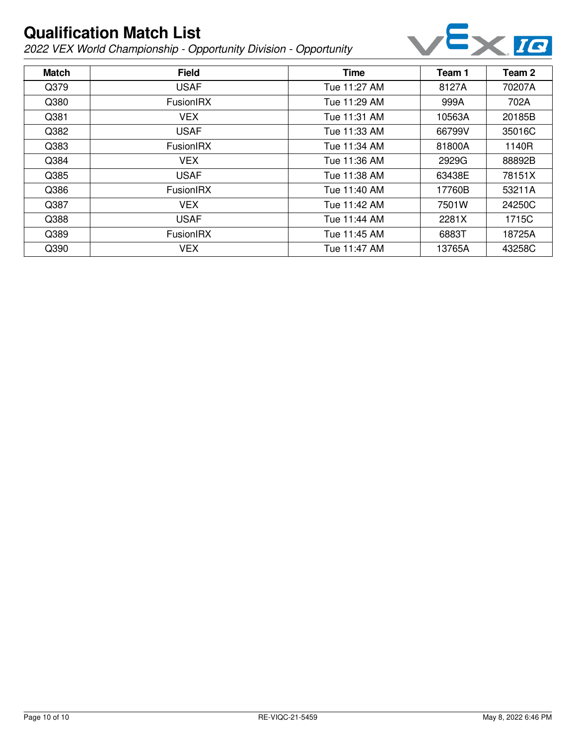# Qualification Match List

*2022 VEX World Championship - Opportunity Division - Opportunity*

| Match | Field | Time | Team 1 | Team 2 |
|---|---|---|---|---|
| Q379 | USAF | Tue 11:27 AM | 8127A | 70207A |
| Q380 | FusionIRX | Tue 11:29 AM | 999A | 702A |
| Q381 | VEX | Tue 11:31 AM | 10563A | 20185B |
| Q382 | USAF | Tue 11:33 AM | 66799V | 35016C |
| Q383 | FusionIRX | Tue 11:34 AM | 81800A | 1140R |
| Q384 | VEX | Tue 11:36 AM | 2929G | 88892B |
| Q385 | USAF | Tue 11:38 AM | 63438E | 78151X |
| Q386 | FusionIRX | Tue 11:40 AM | 17760B | 53211A |
| Q387 | VEX | Tue 11:42 AM | 7501W | 24250C |
| Q388 | USAF | Tue 11:44 AM | 2281X | 1715C |
| Q389 | FusionIRX | Tue 11:45 AM | 6883T | 18725A |
| Q390 | VEX | Tue 11:47 AM | 13765A | 43258C |

RE-VIQC-21-5459

May 8, 2022 6:46 PM